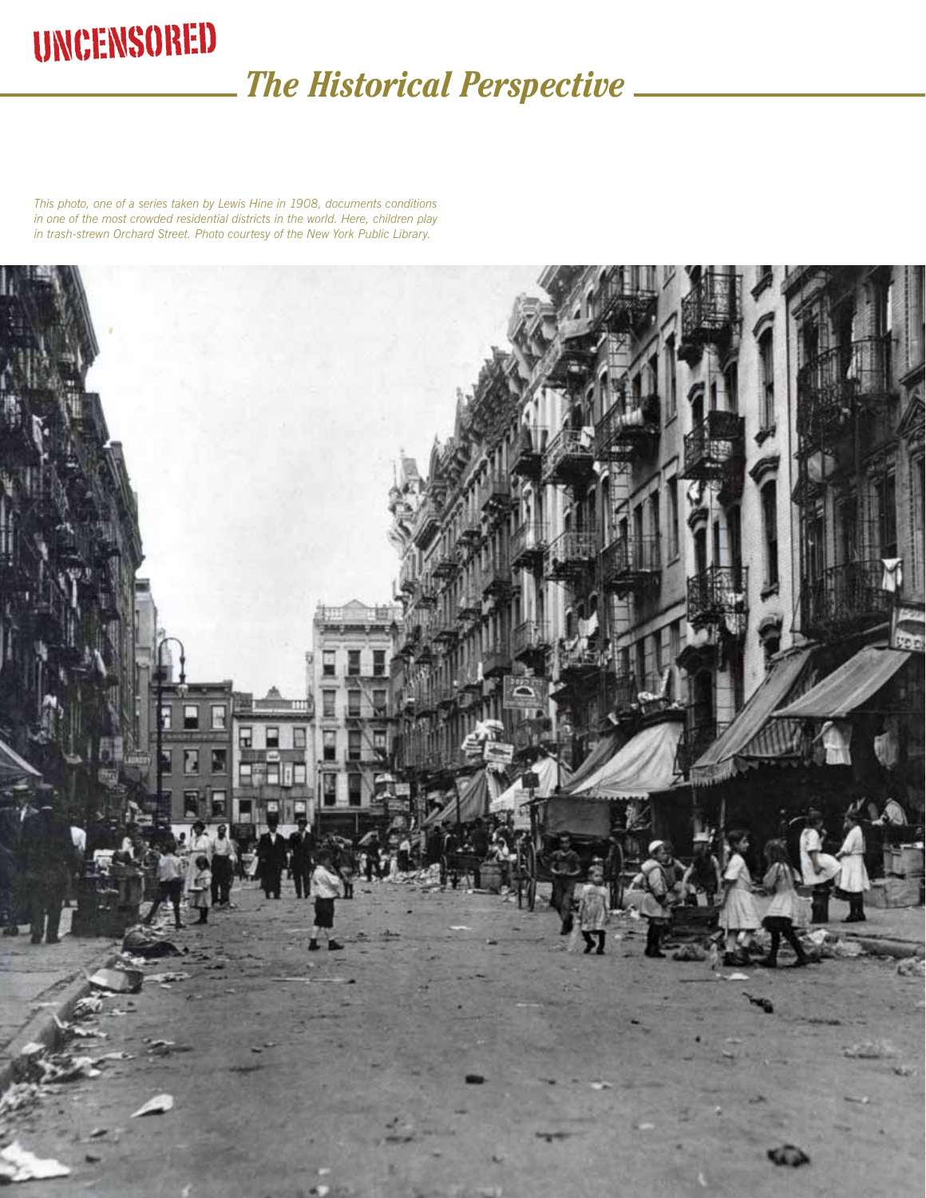# UNCENSORED

## *The Historical Perspective*

*This photo, one of a series taken by Lewis Hine in 1908, documents conditions in one of the most crowded residential districts in the world. Here, children play in trash-strewn Orchard Street. Photo courtesy of the New York Public Library.*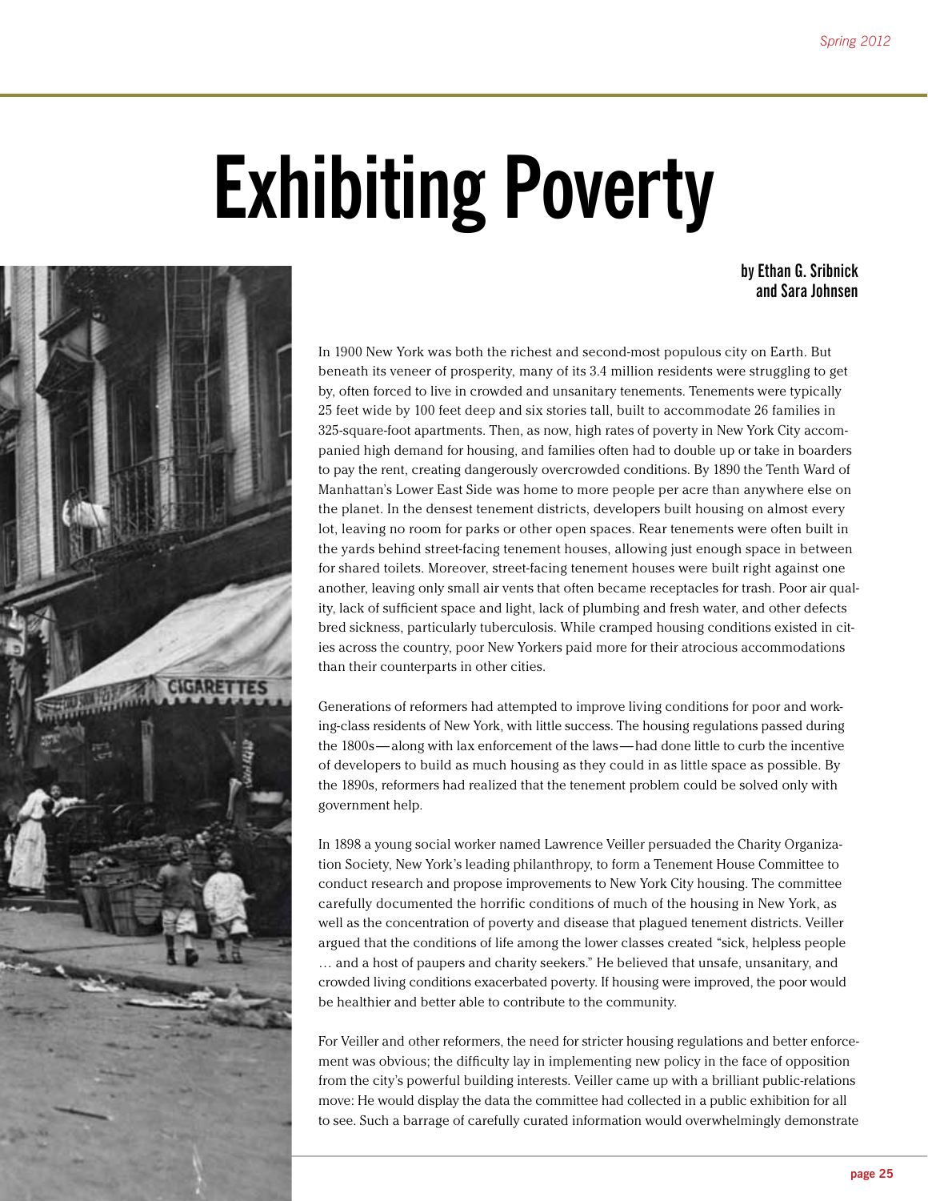# Exhibiting Poverty

**by Ethan G. Sribnick and Sara Johnsen**

In 1900 New York was both the richest and second-most populous city on Earth. But beneath its veneer of prosperity, many of its 3.4 million residents were struggling to get by, often forced to live in crowded and unsanitary tenements. Tenements were typically 25 feet wide by 100 feet deep and six stories tall, built to accommodate 26 families in 325-square-foot apartments. Then, as now, high rates of poverty in New York City accompanied high demand for housing, and families often had to double up or take in boarders to pay the rent, creating dangerously overcrowded conditions. By 1890 the Tenth Ward of Manhattan's Lower East Side was home to more people per acre than anywhere else on the planet. In the densest tenement districts, developers built housing on almost every lot, leaving no room for parks or other open spaces. Rear tenements were often built in the yards behind street-facing tenement houses, allowing just enough space in between for shared toilets. Moreover, street-facing tenement houses were built right against one another, leaving only small air vents that often became receptacles for trash. Poor air quality, lack of sufficient space and light, lack of plumbing and fresh water, and other defects bred sickness, particularly tuberculosis. While cramped housing conditions existed in cities across the country, poor New Yorkers paid more for their atrocious accommodations than their counterparts in other cities.

Generations of reformers had attempted to improve living conditions for poor and working-class residents of New York, with little success. The housing regulations passed during the 1800s—along with lax enforcement of the laws—had done little to curb the incentive of developers to build as much housing as they could in as little space as possible. By the 1890s, reformers had realized that the tenement problem could be solved only with government help.

In 1898 a young social worker named Lawrence Veiller persuaded the Charity Organization Society, New York's leading philanthropy, to form a Tenement House Committee to conduct research and propose improvements to New York City housing. The committee carefully documented the horrific conditions of much of the housing in New York, as well as the concentration of poverty and disease that plagued tenement districts. Veiller argued that the conditions of life among the lower classes created "sick, helpless people … and a host of paupers and charity seekers." He believed that unsafe, unsanitary, and crowded living conditions exacerbated poverty. If housing were improved, the poor would be healthier and better able to contribute to the community.

For Veiller and other reformers, the need for stricter housing regulations and better enforcement was obvious; the difficulty lay in implementing new policy in the face of opposition from the city's powerful building interests. Veiller came up with a brilliant public-relations move: He would display the data the committee had collected in a public exhibition for all to see. Such a barrage of carefully curated information would overwhelmingly demonstrate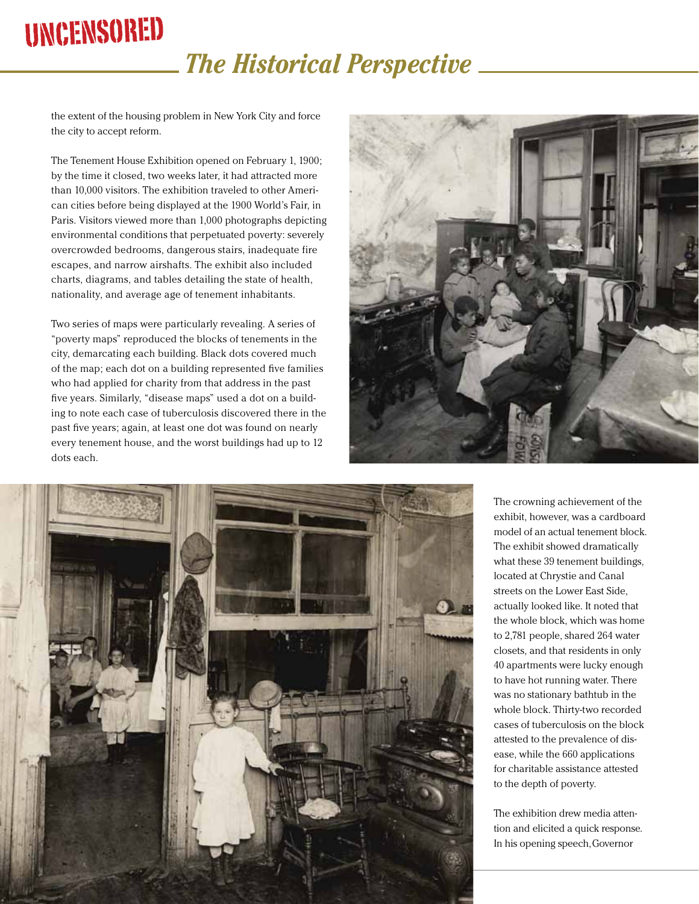the extent of the housing problem in New York City and force the city to accept reform.

The Tenement House Exhibition opened on February 1, 1900; by the time it closed, two weeks later, it had attracted more than 10,000 visitors. The exhibition traveled to other American cities before being displayed at the 1900 World's Fair, in Paris. Visitors viewed more than 1,000 photographs depicting environmental conditions that perpetuated poverty: severely overcrowded bedrooms, dangerous stairs, inadequate fire escapes, and narrow airshafts. The exhibit also included charts, diagrams, and tables detailing the state of health, nationality, and average age of tenement inhabitants.

Two series of maps were particularly revealing. A series of "poverty maps" reproduced the blocks of tenements in the city, demarcating each building. Black dots covered much of the map; each dot on a building represented five families who had applied for charity from that address in the past five years. Similarly, "disease maps" used a dot on a building to note each case of tuberculosis discovered there in the past five years; again, at least one dot was found on nearly every tenement house, and the worst buildings had up to 12 dots each.

The crowning achievement of the exhibit, however, was a cardboard model of an actual tenement block. The exhibit showed dramatically what these 39 tenement buildings, located at Chrystie and Canal streets on the Lower East Side, actually looked like. It noted that the whole block, which was home to 2,781 people, shared 264 water closets, and that residents in only 40 apartments were lucky enough to have hot running water. There was no stationary bathtub in the whole block. Thirty-two recorded cases of tuberculosis on the block attested to the prevalence of disease, while the 660 applications for charitable assistance attested to the depth of poverty.

The exhibition drew media attention and elicited a quick response. In his opening speech, Governor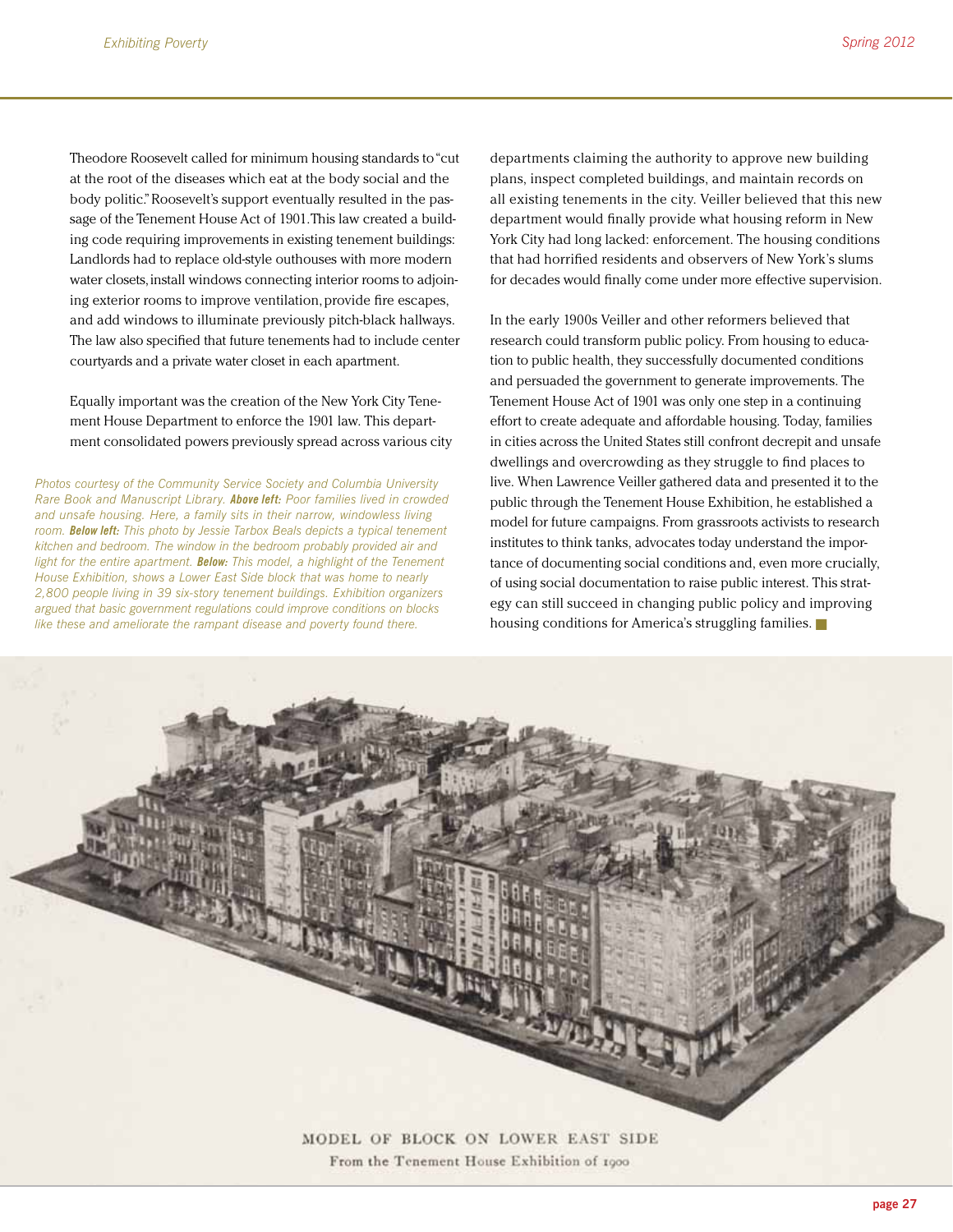Theodore Roosevelt called for minimum housing standards to "cut at the root of the diseases which eat at the body social and the body politic." Roosevelt's support eventually resulted in the passage of the Tenement House Act of 1901. This law created a building code requiring improvements in existing tenement buildings: Landlords had to replace old-style outhouses with more modern water closets, install windows connecting interior rooms to adjoining exterior rooms to improve ventilation, provide fire escapes, and add windows to illuminate previously pitch-black hallways. The law also specified that future tenements had to include center courtyards and a private water closet in each apartment.

Equally important was the creation of the New York City Tenement House Department to enforce the 1901 law. This department consolidated powers previously spread across various city departments claiming the authority to approve new building plans, inspect completed buildings, and maintain records on all existing tenements in the city. Veiller believed that this new department would finally provide what housing reform in New York City had long lacked: enforcement. The housing conditions that had horrified residents and observers of New York's slums for decades would finally come under more effective supervision.

In the early 1900s Veiller and other reformers believed that research could transform public policy. From housing to education to public health, they successfully documented conditions and persuaded the government to generate improvements. The Tenement House Act of 1901 was only one step in a continuing effort to create adequate and affordable housing. Today, families in cities across the United States still confront decrepit and unsafe dwellings and overcrowding as they struggle to find places to live. When Lawrence Veiller gathered data and presented it to the public through the Tenement House Exhibition, he established a model for future campaigns. From grassroots activists to research institutes to think tanks, advocates today understand the importance of documenting social conditions and, even more crucially, of using social documentation to raise public interest. This strategy can still succeed in changing public policy and improving housing conditions for America's struggling families. ■

*Photos courtesy of the Community Service Society and Columbia University Rare Book and Manuscript Library. **Above left:** Poor families lived in crowded and unsafe housing. Here, a family sits in their narrow, windowless living room. **Below left:** This photo by Jessie Tarbox Beals depicts a typical tenement kitchen and bedroom. The window in the bedroom probably provided air and light for the entire apartment. **Below:** This model, a highlight of the Tenement House Exhibition, shows a Lower East Side block that was home to nearly 2,800 people living in 39 six-story tenement buildings. Exhibition organizers argued that basic government regulations could improve conditions on blocks like these and ameliorate the rampant disease and poverty found there.*

MODEL OF BLOCK ON LOWER EAST SIDE

From the Tenement House Exhibition of 1900